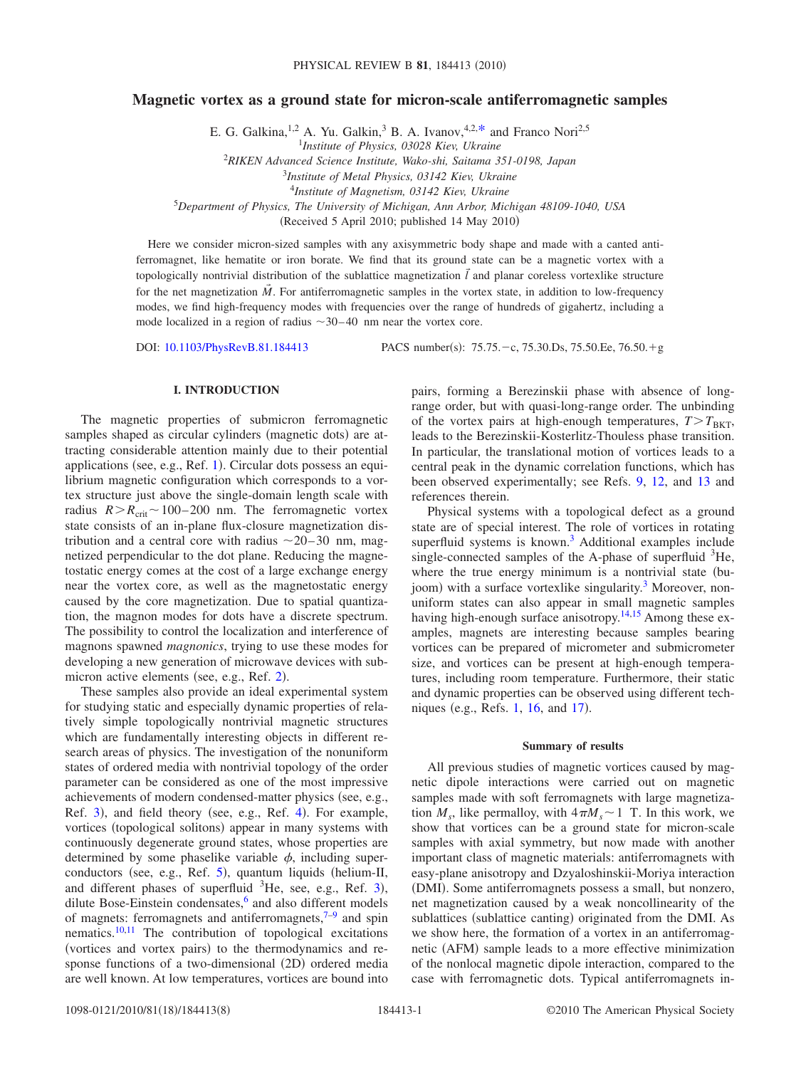// Magnetic vortex as a ground state for micron-scale antiferromagnetic samples

E. G. Galkina,[1,2] A. Yu. Galkin,[3] B. A. Ivanov,[4,2,*] and Franco Nori[2,5]

[1]Institute of Physics, 03028 Kiev, Ukraine
[2]RIKEN Advanced Science Institute, Wako-shi, Saitama 351-0198, Japan
[3]Institute of Metal Physics, 03142 Kiev, Ukraine
[4]Institute of Magnetism, 03142 Kiev, Ukraine
[5]Department of Physics, The University of Michigan, Ann Arbor, Michigan 48109-1040, USA

(Received 5 April 2010; published 14 May 2010)

Here we consider micron-sized samples with any axisymmetric body shape and made with a canted antiferromagnet, like hematite or iron borate. We find that its ground state can be a magnetic vortex with a topologically nontrivial distribution of the sublattice magnetization $\vec{l}$ and planar coreless vortexlike structure for the net magnetization $\vec{M}$. For antiferromagnetic samples in the vortex state, in addition to low-frequency modes, we find high-frequency modes with frequencies over the range of hundreds of gigahertz, including a mode localized in a region of radius $\sim$30–40 nm near the vortex core.

DOI: 10.1103/PhysRevB.81.184413 PACS number(s): 75.75.−c, 75.30.Ds, 75.50.Ee, 76.50.+g

## I. INTRODUCTION

The magnetic properties of submicron ferromagnetic samples shaped as circular cylinders (magnetic dots) are attracting considerable attention mainly due to their potential applications (see, e.g., Ref. 1). Circular dots possess an equilibrium magnetic configuration which corresponds to a vortex structure just above the single-domain length scale with radius $R > R_{\rm crit} \sim 100$–$200$ nm. The ferromagnetic vortex state consists of an in-plane flux-closure magnetization distribution and a central core with radius $\sim$20–30 nm, magnetized perpendicular to the dot plane. Reducing the magnetostatic energy comes at the cost of a large exchange energy near the vortex core, as well as the magnetostatic energy caused by the core magnetization. Due to spatial quantization, the magnon modes for dots have a discrete spectrum. The possibility to control the localization and interference of magnons spawned *magnonics*, trying to use these modes for developing a new generation of microwave devices with submicron active elements (see, e.g., Ref. 2).

These samples also provide an ideal experimental system for studying static and especially dynamic properties of relatively simple topologically nontrivial magnetic structures which are fundamentally interesting objects in different research areas of physics. The investigation of the nonuniform states of ordered media with nontrivial topology of the order parameter can be considered as one of the most impressive achievements of modern condensed-matter physics (see, e.g., Ref. 3), and field theory (see, e.g., Ref. 4). For example, vortices (topological solitons) appear in many systems with continuously degenerate ground states, whose properties are determined by some phaselike variable $\phi$, including superconductors (see, e.g., Ref. 5), quantum liquids (helium-II, and different phases of superfluid $^3$He, see, e.g., Ref. 3), dilute Bose-Einstein condensates,[6] and also different models of magnets: ferromagnets and antiferromagnets,[7–9] and spin nematics.[10,11] The contribution of topological excitations (vortices and vortex pairs) to the thermodynamics and response functions of a two-dimensional (2D) ordered media are well known. At low temperatures, vortices are bound into pairs, forming a Berezinskii phase with absence of long-range order, but with quasi-long-range order. The unbinding of the vortex pairs at high-enough temperatures, $T > T_{\rm BKT}$, leads to the Berezinskii-Kosterlitz-Thouless phase transition. In particular, the translational motion of vortices leads to a central peak in the dynamic correlation functions, which has been observed experimentally; see Refs. 9, 12, and 13 and references therein.

Physical systems with a topological defect as a ground state are of special interest. The role of vortices in rotating superfluid systems is known.[3] Additional examples include single-connected samples of the A-phase of superfluid $^3$He, where the true energy minimum is a nontrivial state (bujoom) with a surface vortexlike singularity.[3] Moreover, nonuniform states can also appear in small magnetic samples having high-enough surface anisotropy.[14,15] Among these examples, magnets are interesting because samples bearing vortices can be prepared of micrometer and submicrometer size, and vortices can be present at high-enough temperatures, including room temperature. Furthermore, their static and dynamic properties can be observed using different techniques (e.g., Refs. 1, 16, and 17).

### Summary of results

All previous studies of magnetic vortices caused by magnetic dipole interactions were carried out on magnetic samples made with soft ferromagnets with large magnetization $M_s$, like permalloy, with $4\pi M_s \sim 1$ T. In this work, we show that vortices can be a ground state for micron-scale samples with axial symmetry, but now made with another important class of magnetic materials: antiferromagnets with easy-plane anisotropy and Dzyaloshinskii-Moriya interaction (DMI). Some antiferromagnets possess a small, but nonzero, net magnetization caused by a weak noncollinearity of the sublattices (sublattice canting) originated from the DMI. As we show here, the formation of a vortex in an antiferromagnetic (AFM) sample leads to a more effective minimization of the nonlocal magnetic dipole interaction, compared to the case with ferromagnetic dots. Typical antiferromagnets in-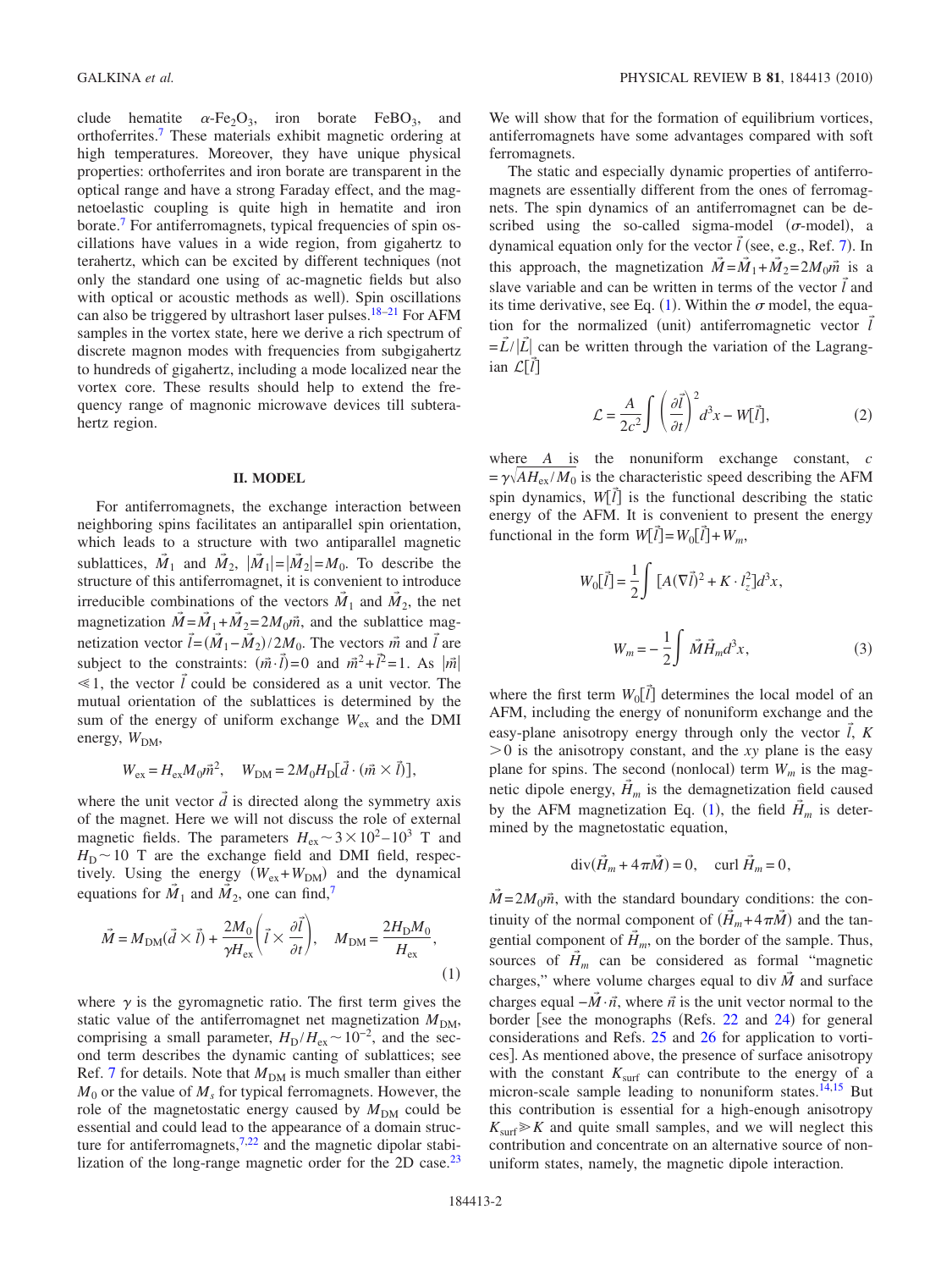clude hematite $\alpha$-$Fe_2O_3$, iron borate $FeBO_3$, and orthoferrites.[7] These materials exhibit magnetic ordering at high temperatures. Moreover, they have unique physical properties: orthoferrites and iron borate are transparent in the optical range and have a strong Faraday effect, and the magnetoelastic coupling is quite high in hematite and iron borate.[7] For antiferromagnets, typical frequencies of spin oscillations have values in a wide region, from gigahertz to terahertz, which can be excited by different techniques (not only the standard one using of ac-magnetic fields but also with optical or acoustic methods as well). Spin oscillations can also be triggered by ultrashort laser pulses.[18–21] For AFM samples in the vortex state, here we derive a rich spectrum of discrete magnon modes with frequencies from subgigahertz to hundreds of gigahertz, including a mode localized near the vortex core. These results should help to extend the frequency range of magnonic microwave devices till subterahertz region.

## II. MODEL

For antiferromagnets, the exchange interaction between neighboring spins facilitates an antiparallel spin orientation, which leads to a structure with two antiparallel magnetic sublattices, $\vec{M}_1$ and $\vec{M}_2$, $|\vec{M}_1|=|\vec{M}_2|=M_0$. To describe the structure of this antiferromagnet, it is convenient to introduce irreducible combinations of the vectors $\vec{M}_1$ and $\vec{M}_2$, the net magnetization $\vec{M}=\vec{M}_1+\vec{M}_2=2M_0\vec{m}$, and the sublattice magnetization vector $\vec{l}=(\vec{M}_1-\vec{M}_2)/2M_0$. The vectors $\vec{m}$ and $\vec{l}$ are subject to the constraints: $(\vec{m}\cdot\vec{l})=0$ and $\vec{m}^2+\vec{l}^2=1$. As $|\vec{m}| \ll 1$, the vector $\vec{l}$ could be considered as a unit vector. The mutual orientation of the sublattices is determined by the sum of the energy of uniform exchange $W_{\text{ex}}$ and the DMI energy, $W_{\text{DM}}$,

$$W_{\text{ex}} = H_{\text{ex}} M_0 \vec{m}^2, \quad W_{\text{DM}} = 2M_0 H_{\text{D}} [\vec{d}\cdot(\vec{m}\times\vec{l})],$$

where the unit vector $\vec{d}$ is directed along the symmetry axis of the magnet. Here we will not discuss the role of external magnetic fields. The parameters $H_{\text{ex}} \sim 3\times 10^2$–$10^3$ T and $H_{\text{D}} \sim 10$ T are the exchange field and DMI field, respectively. Using the energy $(W_{\text{ex}}+W_{\text{DM}})$ and the dynamical equations for $\vec{M}_1$ and $\vec{M}_2$, one can find,[7]

$$\vec{M} = M_{\text{DM}}(\vec{d}\times\vec{l}) + \frac{2M_0}{\gamma H_{\text{ex}}}\left(\vec{l}\times\frac{\partial\vec{l}}{\partial t}\right), \quad M_{\text{DM}} = \frac{2H_{\text{D}}M_0}{H_{\text{ex}}}, \tag{1}$$

where $\gamma$ is the gyromagnetic ratio. The first term gives the static value of the antiferromagnet net magnetization $M_{\text{DM}}$, comprising a small parameter, $H_{\text{D}}/H_{\text{ex}} \sim 10^{-2}$, and the second term describes the dynamic canting of sublattices; see Ref. 7 for details. Note that $M_{\text{DM}}$ is much smaller than either $M_0$ or the value of $M_s$ for typical ferromagnets. However, the role of the magnetostatic energy caused by $M_{\text{DM}}$ could be essential and could lead to the appearance of a domain structure for antiferromagnets,[7,22] and the magnetic dipolar stabilization of the long-range magnetic order for the 2D case.[23] We will show that for the formation of equilibrium vortices, antiferromagnets have some advantages compared with soft ferromagnets.

The static and especially dynamic properties of antiferromagnets are essentially different from the ones of ferromagnets. The spin dynamics of an antiferromagnet can be described using the so-called sigma-model ($\sigma$-model), a dynamical equation only for the vector $\vec{l}$ (see, e.g., Ref. 7). In this approach, the magnetization $\vec{M}=\vec{M}_1+\vec{M}_2=2M_0\vec{m}$ is a slave variable and can be written in terms of the vector $\vec{l}$ and its time derivative, see Eq. (1). Within the $\sigma$ model, the equation for the normalized (unit) antiferromagnetic vector $\vec{l}=\vec{L}/|\vec{L}|$ can be written through the variation of the Lagrangian $\mathcal{L}[\vec{l}]$

$$\mathcal{L} = \frac{A}{2c^2}\int\left(\frac{\partial\vec{l}}{\partial t}\right)^2 d^3x - W[\vec{l}], \tag{2}$$

where $A$ is the nonuniform exchange constant, $c=\gamma\sqrt{AH_{\text{ex}}/M_0}$ is the characteristic speed describing the AFM spin dynamics, $W[\vec{l}]$ is the functional describing the static energy of the AFM. It is convenient to present the energy functional in the form $W[\vec{l}]=W_0[\vec{l}]+W_m$,

$$W_0[\vec{l}] = \frac{1}{2}\int [A(\nabla\vec{l})^2 + K\cdot l_z^2] d^3x,$$

$$W_m = -\frac{1}{2}\int \vec{M}\vec{H}_m d^3x, \tag{3}$$

where the first term $W_0[\vec{l}]$ determines the local model of an AFM, including the energy of nonuniform exchange and the easy-plane anisotropy energy through only the vector $\vec{l}$, $K>0$ is the anisotropy constant, and the $xy$ plane is the easy plane for spins. The second (nonlocal) term $W_m$ is the magnetic dipole energy, $\vec{H}_m$ is the demagnetization field caused by the AFM magnetization Eq. (1), the field $\vec{H}_m$ is determined by the magnetostatic equation,

$$\text{div}(\vec{H}_m + 4\pi\vec{M}) = 0, \quad \text{curl}\, \vec{H}_m = 0,$$

$\vec{M}=2M_0\vec{m}$, with the standard boundary conditions: the continuity of the normal component of $(\vec{H}_m+4\pi\vec{M})$ and the tangential component of $\vec{H}_m$, on the border of the sample. Thus, sources of $\vec{H}_m$ can be considered as formal "magnetic charges," where volume charges equal to div $\vec{M}$ and surface charges equal $-\vec{M}\cdot\vec{n}$, where $\vec{n}$ is the unit vector normal to the border [see the monographs (Refs. 22 and 24) for general considerations and Refs. 25 and 26 for application to vortices]. As mentioned above, the presence of surface anisotropy with the constant $K_{\text{surf}}$ can contribute to the energy of a micron-scale sample leading to nonuniform states.[14,15] But this contribution is essential for a high-enough anisotropy $K_{\text{surf}} \gg K$ and quite small samples, and we will neglect this contribution and concentrate on an alternative source of nonuniform states, namely, the magnetic dipole interaction.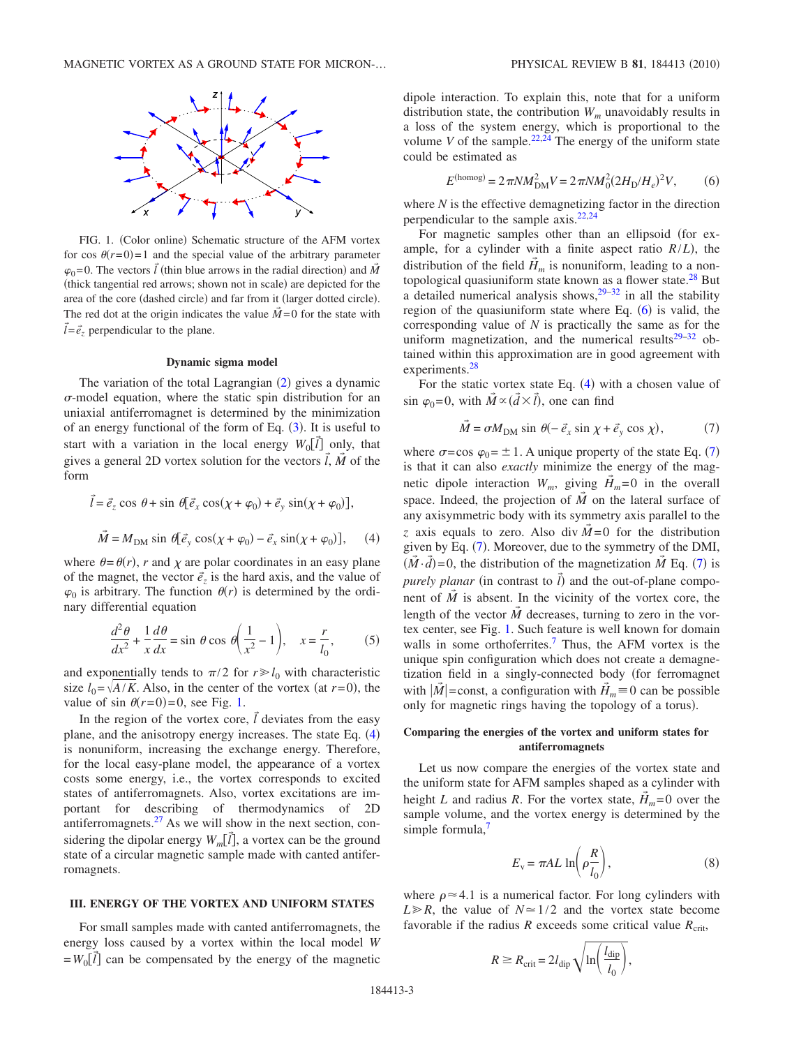FIG. 1. (Color online) Schematic structure of the AFM vortex for $\cos\theta(r=0)=1$ and the special value of the arbitrary parameter $\varphi_0=0$. The vectors $\vec{l}$ (thin blue arrows in the radial direction) and $\vec{M}$ (thick tangential red arrows; shown not in scale) are depicted for the area of the core (dashed circle) and far from it (larger dotted circle). The red dot at the origin indicates the value $\vec{M}=0$ for the state with $\vec{l}=\vec{e}_z$ perpendicular to the plane.

### Dynamic sigma model

The variation of the total Lagrangian (2) gives a dynamic $\sigma$-model equation, where the static spin distribution for an uniaxial antiferromagnet is determined by the minimization of an energy functional of the form of Eq. (3). It is useful to start with a variation in the local energy $W_0[\vec{l}]$ only, that gives a general 2D vortex solution for the vectors $\vec{l}$, $\vec{M}$ of the form

$$\vec{l}=\vec{e}_z\cos\theta+\sin\theta[\vec{e}_x\cos(\chi+\varphi_0)+\vec{e}_y\sin(\chi+\varphi_0)],$$

$$\vec{M}=M_{\mathrm{DM}}\sin\theta[\vec{e}_y\cos(\chi+\varphi_0)-\vec{e}_x\sin(\chi+\varphi_0)], \qquad (4)$$

where $\theta=\theta(r)$, $r$ and $\chi$ are polar coordinates in an easy plane of the magnet, the vector $\vec{e}_z$ is the hard axis, and the value of $\varphi_0$ is arbitrary. The function $\theta(r)$ is determined by the ordinary differential equation

$$\frac{d^2\theta}{dx^2}+\frac{1}{x}\frac{d\theta}{dx}=\sin\theta\cos\theta\left(\frac{1}{x^2}-1\right),\quad x=\frac{r}{l_0}, \qquad (5)$$

and exponentially tends to $\pi/2$ for $r\gg l_0$ with characteristic size $l_0=\sqrt{A/K}$. Also, in the center of the vortex (at $r=0$), the value of $\sin\theta(r=0)=0$, see Fig. 1.

In the region of the vortex core, $\vec{l}$ deviates from the easy plane, and the anisotropy energy increases. The state Eq. (4) is nonuniform, increasing the exchange energy. Therefore, for the local easy-plane model, the appearance of a vortex costs some energy, i.e., the vortex corresponds to excited states of antiferromagnets. Also, vortex excitations are important for describing of thermodynamics of 2D antiferromagnets.[27] As we will show in the next section, considering the dipolar energy $W_m[\vec{l}]$, a vortex can be the ground state of a circular magnetic sample made with canted antiferromagnets.

## III. ENERGY OF THE VORTEX AND UNIFORM STATES

For small samples made with canted antiferromagnets, the energy loss caused by a vortex within the local model $W=W_0[\vec{l}]$ can be compensated by the energy of the magnetic dipole interaction. To explain this, note that for a uniform distribution state, the contribution $W_m$ unavoidably results in a loss of the system energy, which is proportional to the volume $V$ of the sample.[22,24] The energy of the uniform state could be estimated as

$$E^{(\mathrm{homog})}=2\pi NM_{\mathrm{DM}}^2V=2\pi NM_0^2(2H_{\mathrm{D}}/H_e)^2V, \qquad (6)$$

where $N$ is the effective demagnetizing factor in the direction perpendicular to the sample axis.[22,24]

For magnetic samples other than an ellipsoid (for example, for a cylinder with a finite aspect ratio $R/L$), the distribution of the field $\vec{H}_m$ is nonuniform, leading to a nontopological quasiuniform state known as a flower state.[28] But a detailed numerical analysis shows,[29–32] in all the stability region of the quasiuniform state where Eq. (6) is valid, the corresponding value of $N$ is practically the same as for the uniform magnetization, and the numerical results[29–32] obtained within this approximation are in good agreement with experiments.[28]

For the static vortex state Eq. (4) with a chosen value of $\sin\varphi_0=0$, with $\vec{M}\propto(\vec{d}\times\vec{l})$, one can find

$$\vec{M}=\sigma M_{\mathrm{DM}}\sin\theta(-\vec{e}_x\sin\chi+\vec{e}_y\cos\chi), \qquad (7)$$

where $\sigma=\cos\varphi_0=\pm1$. A unique property of the state Eq. (7) is that it can also *exactly* minimize the energy of the magnetic dipole interaction $W_m$, giving $\vec{H}_m=0$ in the overall space. Indeed, the projection of $\vec{M}$ on the lateral surface of any axisymmetric body with its symmetry axis parallel to the $z$ axis equals to zero. Also $\mathrm{div}\,\vec{M}=0$ for the distribution given by Eq. (7). Moreover, due to the symmetry of the DMI, $(\vec{M}\cdot\vec{d})=0$, the distribution of the magnetization $\vec{M}$ Eq. (7) is *purely planar* (in contrast to $\vec{l}$) and the out-of-plane component of $\vec{M}$ is absent. In the vicinity of the vortex core, the length of the vector $\vec{M}$ decreases, turning to zero in the vortex center, see Fig. 1. Such feature is well known for domain walls in some orthoferrites.[7] Thus, the AFM vortex is the unique spin configuration which does not create a demagnetization field in a singly-connected body (for ferromagnet with $|\vec{M}|=\mathrm{const}$, a configuration with $\vec{H}_m\equiv0$ can be possible only for magnetic rings having the topology of a torus).

### Comparing the energies of the vortex and uniform states for antiferromagnets

Let us now compare the energies of the vortex state and the uniform state for AFM samples shaped as a cylinder with height $L$ and radius $R$. For the vortex state, $\vec{H}_m=0$ over the sample volume, and the vortex energy is determined by the simple formula,[7]

$$E_{\mathrm{v}}=\pi AL\ln\left(\rho\frac{R}{l_0}\right), \qquad (8)$$

where $\rho\approx4.1$ is a numerical factor. For long cylinders with $L\gg R$, the value of $N\simeq1/2$ and the vortex state become favorable if the radius $R$ exceeds some critical value $R_{\mathrm{crit}}$,

$$R\geq R_{\mathrm{crit}}=2l_{\mathrm{dip}}\sqrt{\ln\left(\frac{l_{\mathrm{dip}}}{l_0}\right)},$$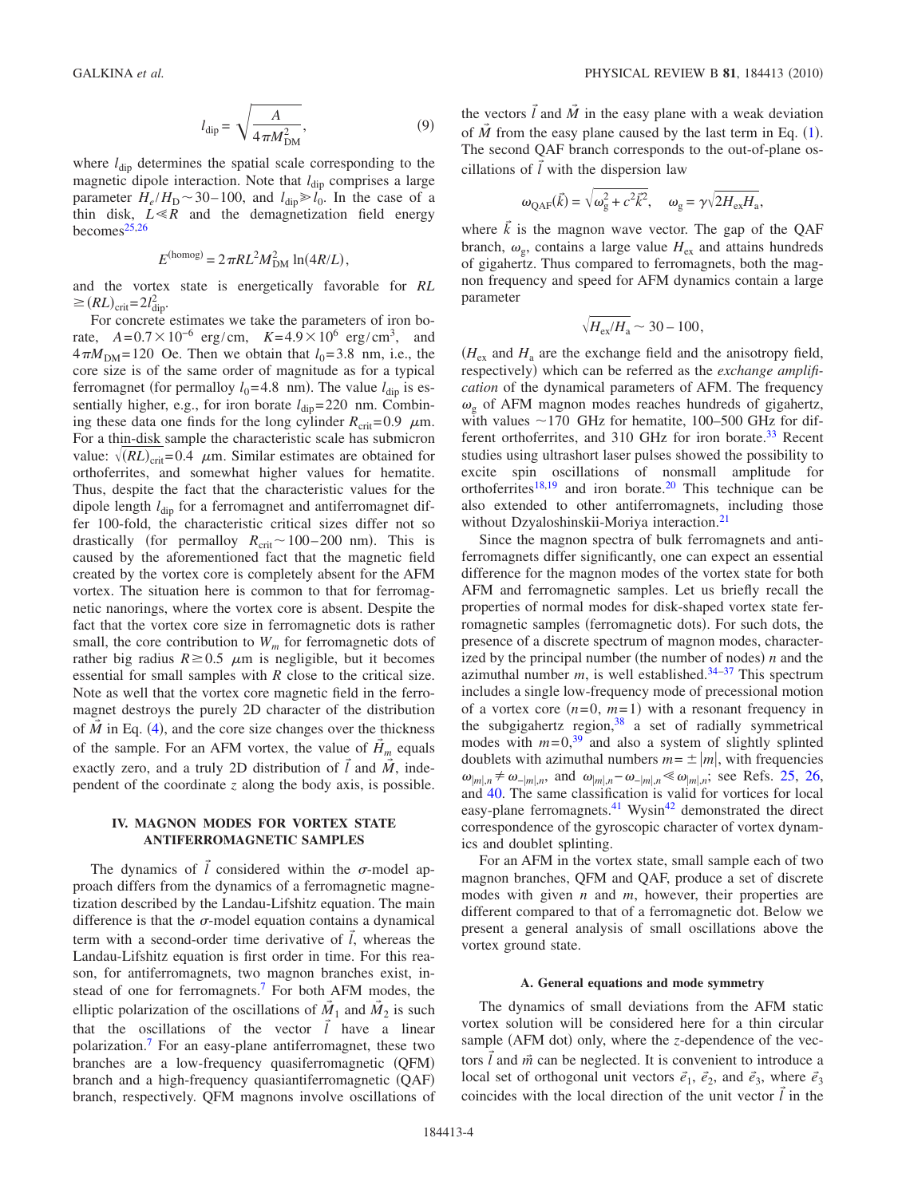$$l_{\rm dip} = \sqrt{\frac{A}{4\pi M_{\rm DM}^2}}, \tag{9}$$

where $l_{\rm dip}$ determines the spatial scale corresponding to the magnetic dipole interaction. Note that $l_{\rm dip}$ comprises a large parameter $H_e/H_{\rm D} \sim 30-100$, and $l_{\rm dip} \gg l_0$. In the case of a thin disk, $L \ll R$ and the demagnetization field energy becomes[25,26]

$$E^{\rm (homog)} = 2\pi RL^2 M_{\rm DM}^2 \ln(4R/L),$$

and the vortex state is energetically favorable for $RL \geq (RL)_{\rm crit} = 2l_{\rm dip}^2$.

For concrete estimates we take the parameters of iron borate, $A=0.7\times 10^{-6}$ erg/cm, $K=4.9\times 10^6$ erg/cm$^3$, and $4\pi M_{\rm DM}=120$ Oe. Then we obtain that $l_0=3.8$ nm, i.e., the core size is of the same order of magnitude as for a typical ferromagnet (for permalloy $l_0=4.8$ nm). The value $l_{\rm dip}$ is essentially higher, e.g., for iron borate $l_{\rm dip}=220$ nm. Combining these data one finds for the long cylinder $R_{\rm crit}=0.9$ $\mu$m. For a thin-disk sample the characteristic scale has submicron value: $\sqrt{(RL)_{\rm crit}}=0.4$ $\mu$m. Similar estimates are obtained for orthoferrites, and somewhat higher values for hematite. Thus, despite the fact that the characteristic values for the dipole length $l_{\rm dip}$ for a ferromagnet and antiferromagnet differ 100-fold, the characteristic critical sizes differ not so drastically (for permalloy $R_{\rm crit}\sim 100-200$ nm). This is caused by the aforementioned fact that the magnetic field created by the vortex core is completely absent for the AFM vortex. The situation here is common to that for ferromagnetic nanorings, where the vortex core is absent. Despite the fact that the vortex core size in ferromagnetic dots is rather small, the core contribution to $W_m$ for ferromagnetic dots of rather big radius $R \gtrsim 0.5$ $\mu$m is negligible, but it becomes essential for small samples with $R$ close to the critical size. Note as well that the vortex core magnetic field in the ferromagnet destroys the purely 2D character of the distribution of $\vec{M}$ in Eq. (4), and the core size changes over the thickness of the sample. For an AFM vortex, the value of $\vec{H}_m$ equals exactly zero, and a truly 2D distribution of $\vec{l}$ and $\vec{M}$, independent of the coordinate $z$ along the body axis, is possible.

## IV. MAGNON MODES FOR VORTEX STATE ANTIFERROMAGNETIC SAMPLES

The dynamics of $\vec{l}$ considered within the $\sigma$-model approach differs from the dynamics of a ferromagnetic magnetization described by the Landau-Lifshitz equation. The main difference is that the $\sigma$-model equation contains a dynamical term with a second-order time derivative of $\vec{l}$, whereas the Landau-Lifshitz equation is first order in time. For this reason, for antiferromagnets, two magnon branches exist, instead of one for ferromagnets.[7] For both AFM modes, the elliptic polarization of the oscillations of $\vec{M}_1$ and $\vec{M}_2$ is such that the oscillations of the vector $\vec{l}$ have a linear polarization.[7] For an easy-plane antiferromagnet, these two branches are a low-frequency quasiferromagnetic (QFM) branch and a high-frequency quasiantiferromagnetic (QAF) branch, respectively. QFM magnons involve oscillations of the vectors $\vec{l}$ and $\vec{M}$ in the easy plane with a weak deviation of $\vec{M}$ from the easy plane caused by the last term in Eq. (1). The second QAF branch corresponds to the out-of-plane oscillations of $\vec{l}$ with the dispersion law

$$\omega_{\rm QAF}(\vec{k}) = \sqrt{\omega_{\rm g}^2 + c^2\vec{k}^2}, \quad \omega_{\rm g} = \gamma\sqrt{2H_{\rm ex}H_{\rm a}},$$

where $\vec{k}$ is the magnon wave vector. The gap of the QAF branch, $\omega_{\rm g}$, contains a large value $H_{\rm ex}$ and attains hundreds of gigahertz. Thus compared to ferromagnets, both the magnon frequency and speed for AFM dynamics contain a large parameter

$$\sqrt{H_{\rm ex}/H_{\rm a}} \sim 30-100,$$

($H_{\rm ex}$ and $H_{\rm a}$ are the exchange field and the anisotropy field, respectively) which can be referred as the *exchange amplification* of the dynamical parameters of AFM. The frequency $\omega_{\rm g}$ of AFM magnon modes reaches hundreds of gigahertz, with values $\sim$170 GHz for hematite, 100–500 GHz for different orthoferrites, and 310 GHz for iron borate.[33] Recent studies using ultrashort laser pulses showed the possibility to excite spin oscillations of nonsmall amplitude for orthoferrites[18,19] and iron borate.[20] This technique can be also extended to other antiferromagnets, including those without Dzyaloshinskii-Moriya interaction.[21]

Since the magnon spectra of bulk ferromagnets and antiferromagnets differ significantly, one can expect an essential difference for the magnon modes of the vortex state for both AFM and ferromagnetic samples. Let us briefly recall the properties of normal modes for disk-shaped vortex state ferromagnetic samples (ferromagnetic dots). For such dots, the presence of a discrete spectrum of magnon modes, characterized by the principal number (the number of nodes) $n$ and the azimuthal number $m$, is well established.[34–37] This spectrum includes a single low-frequency mode of precessional motion of a vortex core ($n=0$, $m=1$) with a resonant frequency in the subgigahertz region,[38] a set of radially symmetrical modes with $m=0$,[39] and also a system of slightly splinted doublets with azimuthal numbers $m=\pm|m|$, with frequencies $\omega_{|m|,n}\neq\omega_{-|m|,n}$, and $\omega_{|m|,n}-\omega_{-|m|,n}\ll\omega_{|m|,n}$; see Refs. 25, 26, and 40. The same classification is valid for vortices for local easy-plane ferromagnets.[41] Wysin[42] demonstrated the direct correspondence of the gyroscopic character of vortex dynamics and doublet splitting.

For an AFM in the vortex state, small sample each of two magnon branches, QFM and QAF, produce a set of discrete modes with given $n$ and $m$, however, their properties are different compared to that of a ferromagnetic dot. Below we present a general analysis of small oscillations above the vortex ground state.

### A. General equations and mode symmetry

The dynamics of small deviations from the AFM static vortex solution will be considered here for a thin circular sample (AFM dot) only, where the $z$-dependence of the vectors $\vec{l}$ and $\vec{m}$ can be neglected. It is convenient to introduce a local set of orthogonal unit vectors $\vec{e}_1$, $\vec{e}_2$, and $\vec{e}_3$, where $\vec{e}_3$ coincides with the local direction of the unit vector $\vec{l}$ in the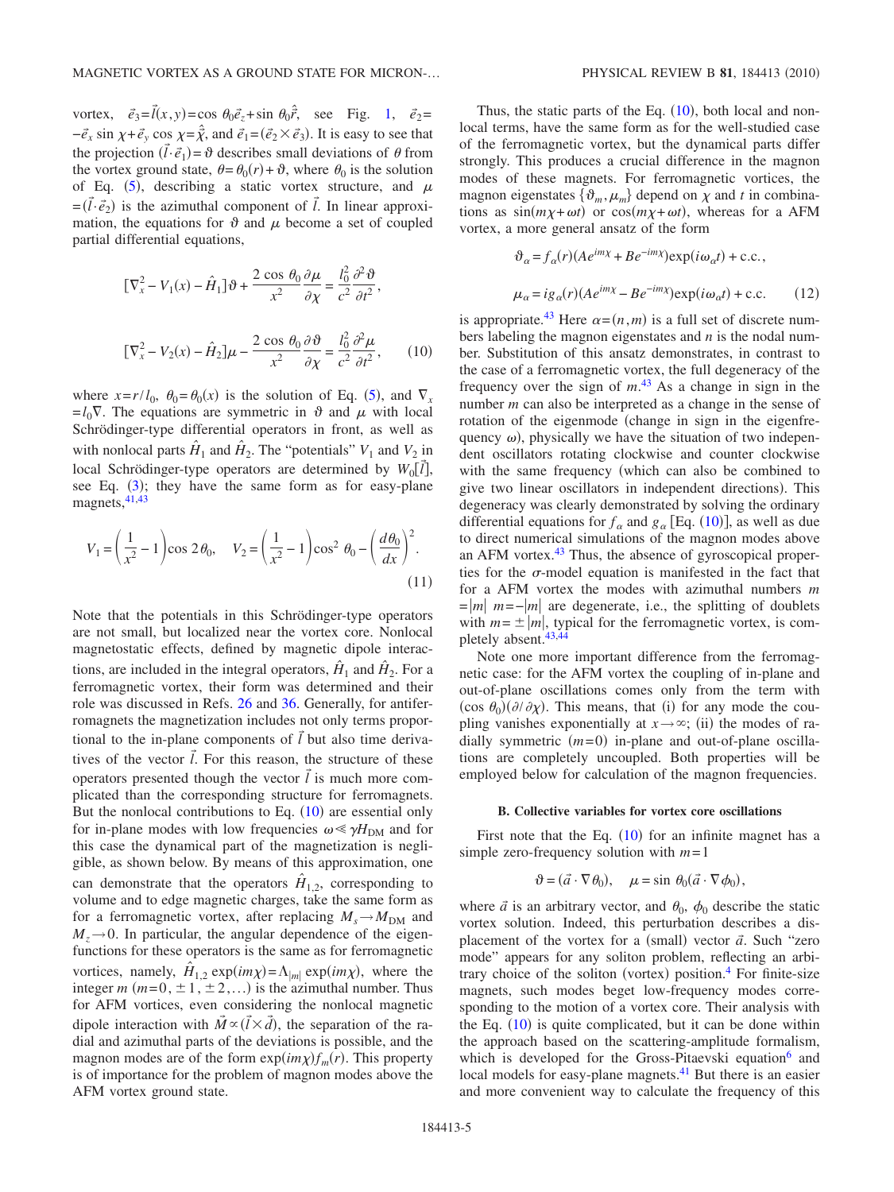vortex, $\vec{e}_3=\vec{l}(x,y)=\cos\theta_0\vec{e}_z+\sin\theta_0\hat{\vec{r}}$, see Fig. 1, $\vec{e}_2=-\vec{e}_x\sin\chi+\vec{e}_y\cos\chi=\hat{\vec{\chi}}$, and $\vec{e}_1=(\vec{e}_2\times\vec{e}_3)$. It is easy to see that the projection $(\vec{l}\cdot\vec{e}_1)=\vartheta$ describes small deviations of $\theta$ from the vortex ground state, $\theta=\theta_0(r)+\vartheta$, where $\theta_0$ is the solution of Eq. (5), describing a static vortex structure, and $\mu=(\vec{l}\cdot\vec{e}_2)$ is the azimuthal component of $\vec{l}$. In linear approximation, the equations for $\vartheta$ and $\mu$ become a set of coupled partial differential equations,

$$[\nabla_x^2 - V_1(x) - \hat{H}_1]\vartheta + \frac{2\cos\theta_0}{x^2}\frac{\partial\mu}{\partial\chi} = \frac{l_0^2}{c^2}\frac{\partial^2\vartheta}{\partial t^2},$$

$$[\nabla_x^2 - V_2(x) - \hat{H}_2]\mu - \frac{2\cos\theta_0}{x^2}\frac{\partial\vartheta}{\partial\chi} = \frac{l_0^2}{c^2}\frac{\partial^2\mu}{\partial t^2}, \quad (10)$$

where $x=r/l_0$, $\theta_0=\theta_0(x)$ is the solution of Eq. (5), and $\nabla_x=l_0\nabla$. The equations are symmetric in $\vartheta$ and $\mu$ with local Schrödinger-type differential operators in front, as well as with nonlocal parts $\hat{H}_1$ and $\hat{H}_2$. The "potentials" $V_1$ and $V_2$ in local Schrödinger-type operators are determined by $W_0[\vec{l}]$, see Eq. (3); they have the same form as for easy-plane magnets,[41,43]

$$V_1=\left(\frac{1}{x^2}-1\right)\cos 2\theta_0, \quad V_2=\left(\frac{1}{x^2}-1\right)\cos^2\theta_0-\left(\frac{d\theta_0}{dx}\right)^2. \quad (11)$$

Note that the potentials in this Schrödinger-type operators are not small, but localized near the vortex core. Nonlocal magnetostatic effects, defined by magnetic dipole interactions, are included in the integral operators, $\hat{H}_1$ and $\hat{H}_2$. For a ferromagnetic vortex, their form was determined and their role was discussed in Refs. 26 and 36. Generally, for antiferromagnets the magnetization includes not only terms proportional to the in-plane components of $\vec{l}$ but also time derivatives of the vector $\vec{l}$. For this reason, the structure of these operators presented though the vector $\vec{l}$ is much more complicated than the corresponding structure for ferromagnets. But the nonlocal contributions to Eq. (10) are essential only for in-plane modes with low frequencies $\omega\ll\gamma H_{\rm DM}$ and for this case the dynamical part of the magnetization is negligible, as shown below. By means of this approximation, one can demonstrate that the operators $\hat{H}_{1,2}$, corresponding to volume and to edge magnetic charges, take the same form as for a ferromagnetic vortex, after replacing $M_s\to M_{\rm DM}$ and $M_z\to 0$. In particular, the angular dependence of the eigenfunctions for these operators is the same as for ferromagnetic vortices, namely, $\hat{H}_{1,2}\exp(im\chi)=\Lambda_{|m|}\exp(im\chi)$, where the integer $m$ ($m=0,\pm1,\pm2,\ldots$) is the azimuthal number. Thus for AFM vortices, even considering the nonlocal magnetic dipole interaction with $\vec{M}\propto(\vec{l}\times\vec{d})$, the separation of the radial and azimuthal parts of the deviations is possible, and the magnon modes are of the form $\exp(im\chi)f_m(r)$. This property is of importance for the problem of magnon modes above the AFM vortex ground state.

Thus, the static parts of the Eq. (10), both local and nonlocal terms, have the same form as for the well-studied case of the ferromagnetic vortex, but the dynamical parts differ strongly. This produces a crucial difference in the magnon modes of these magnets. For ferromagnetic vortices, the magnon eigenstates $\{\vartheta_m,\mu_m\}$ depend on $\chi$ and $t$ in combinations as $\sin(m\chi+\omega t)$ or $\cos(m\chi+\omega t)$, whereas for a AFM vortex, a more general ansatz of the form

$$\vartheta_\alpha=f_\alpha(r)(Ae^{im\chi}+Be^{-im\chi})\exp(i\omega_\alpha t)+\text{c.c.},$$

$$\mu_\alpha=ig_\alpha(r)(Ae^{im\chi}-Be^{-im\chi})\exp(i\omega_\alpha t)+\text{c.c.} \quad (12)$$

is appropriate.[43] Here $\alpha=(n,m)$ is a full set of discrete numbers labeling the magnon eigenstates and $n$ is the nodal number. Substitution of this ansatz demonstrates, in contrast to the case of a ferromagnetic vortex, the full degeneracy of the frequency over the sign of $m$.[43] As a change in sign in the number $m$ can also be interpreted as a change in the sense of rotation of the eigenmode (change in sign in the eigenfrequency $\omega$), physically we have the situation of two independent oscillators rotating clockwise and counter clockwise with the same frequency (which can also be combined to give two linear oscillators in independent directions). This degeneracy was clearly demonstrated by solving the ordinary differential equations for $f_\alpha$ and $g_\alpha$ [Eq. (10)], as well as due to direct numerical simulations of the magnon modes above an AFM vortex.[43] Thus, the absence of gyroscopical properties for the $\sigma$-model equation is manifested in the fact that for a AFM vortex the modes with azimuthal numbers $m=|m|$ $m=-|m|$ are degenerate, i.e., the splitting of doublets with $m=\pm|m|$, typical for the ferromagnetic vortex, is completely absent.[43,44]

Note one more important difference from the ferromagnetic case: for the AFM vortex the coupling of in-plane and out-of-plane oscillations comes only from the term with $(\cos\theta_0)(\partial/\partial\chi)$. This means, that (i) for any mode the coupling vanishes exponentially at $x\to\infty$; (ii) the modes of radially symmetric ($m=0$) in-plane and out-of-plane oscillations are completely uncoupled. Both properties will be employed below for calculation of the magnon frequencies.

### B. Collective variables for vortex core oscillations

First note that the Eq. (10) for an infinite magnet has a simple zero-frequency solution with $m=1$

$$\vartheta=(\vec{a}\cdot\nabla\theta_0), \quad \mu=\sin\theta_0(\vec{a}\cdot\nabla\phi_0),$$

where $\vec{a}$ is an arbitrary vector, and $\theta_0$, $\phi_0$ describe the static vortex solution. Indeed, this perturbation describes a displacement of the vortex for a (small) vector $\vec{a}$. Such "zero mode" appears for any soliton problem, reflecting an arbitrary choice of the soliton (vortex) position.[4] For finite-size magnets, such modes beget low-frequency modes corresponding to the motion of a vortex core. Their analysis with the Eq. (10) is quite complicated, but it can be done within the approach based on the scattering-amplitude formalism, which is developed for the Gross-Pitaevski equation[6] and local models for easy-plane magnets.[41] But there is an easier and more convenient way to calculate the frequency of this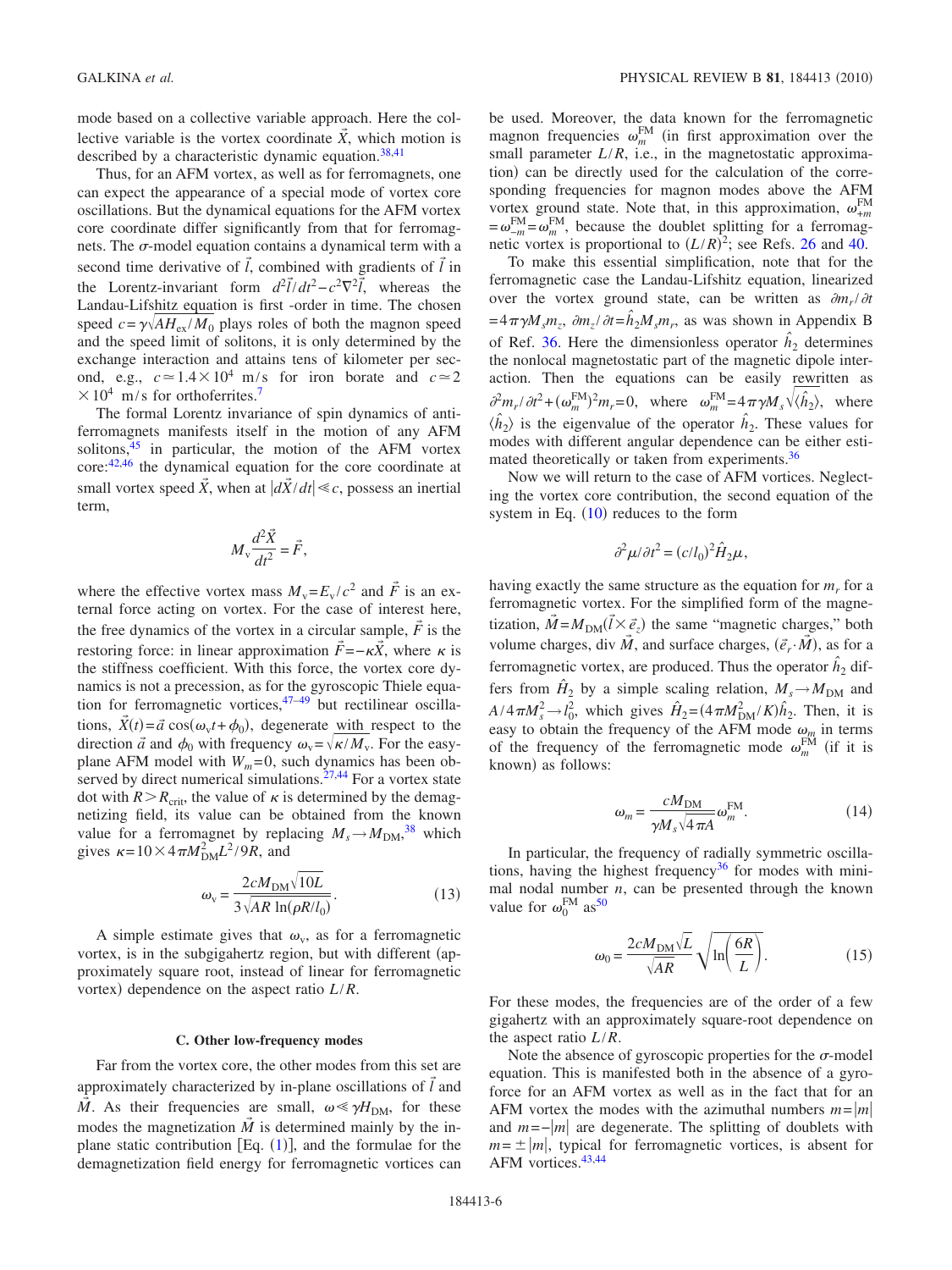mode based on a collective variable approach. Here the collective variable is the vortex coordinate $\vec{X}$, which motion is described by a characteristic dynamic equation.[38,41]

Thus, for an AFM vortex, as well as for ferromagnets, one can expect the appearance of a special mode of vortex core oscillations. But the dynamical equations for the AFM vortex core coordinate differ significantly from that for ferromagnets. The $\sigma$-model equation contains a dynamical term with a second time derivative of $\vec{l}$, combined with gradients of $\vec{l}$ in the Lorentz-invariant form $d^2\vec{l}/dt^2 - c^2\nabla^2\vec{l}$, whereas the Landau-Lifshitz equation is first -order in time. The chosen speed $c=\gamma\sqrt{AH_{\rm ex}/M_0}$ plays roles of both the magnon speed and the speed limit of solitons, it is only determined by the exchange interaction and attains tens of kilometer per second, e.g., $c \simeq 1.4\times 10^4$ m/s for iron borate and $c\simeq 2\times 10^4$ m/s for orthoferrites.[7]

The formal Lorentz invariance of spin dynamics of antiferromagnets manifests itself in the motion of any AFM solitons,[45] in particular, the motion of the AFM vortex core:[42,46] the dynamical equation for the core coordinate at small vortex speed $\vec{X}$, when at $|d\vec{X}/dt| \ll c$, possess an inertial term,

$$M_{\rm v}\frac{d^2\vec{X}}{dt^2} = \vec{F},$$

where the effective vortex mass $M_{\rm v}=E_{\rm v}/c^2$ and $\vec{F}$ is an external force acting on vortex. For the case of interest here, the free dynamics of the vortex in a circular sample, $\vec{F}$ is the restoring force: in linear approximation $\vec{F}=-\kappa\vec{X}$, where $\kappa$ is the stiffness coefficient. With this force, the vortex core dynamics is not a precession, as for the gyroscopic Thiele equation for ferromagnetic vortices,[47–49] but rectilinear oscillations, $\vec{X}(t)=\vec{a}\cos(\omega_{\rm v}t+\phi_0)$, degenerate with respect to the direction $\vec{a}$ and $\phi_0$ with frequency $\omega_{\rm v}=\sqrt{\kappa/M_{\rm v}}$. For the easy-plane AFM model with $W_m=0$, such dynamics has been observed by direct numerical simulations.[27,44] For a vortex state dot with $R>R_{\rm crit}$, the value of $\kappa$ is determined by the demagnetizing field, its value can be obtained from the known value for a ferromagnet by replacing $M_s \to M_{\rm DM}$,[38] which gives $\kappa=10\times 4\pi M_{\rm DM}^2 L^2/9R$, and

$$\omega_{\rm v} = \frac{2cM_{\rm DM}\sqrt{10L}}{3\sqrt{AR}\,\ln(\rho R/l_0)}. \tag{13}$$

A simple estimate gives that $\omega_{\rm v}$, as for a ferromagnetic vortex, is in the subgigahertz region, but with different (approximately square root, instead of linear for ferromagnetic vortex) dependence on the aspect ratio $L/R$.

### C. Other low-frequency modes

Far from the vortex core, the other modes from this set are approximately characterized by in-plane oscillations of $\vec{l}$ and $\vec{M}$. As their frequencies are small, $\omega \ll \gamma H_{\rm DM}$, for these modes the magnetization $\vec{M}$ is determined mainly by the in-plane static contribution [Eq. (1)], and the formulae for the demagnetization field energy for ferromagnetic vortices can be used. Moreover, the data known for the ferromagnetic magnon frequencies $\omega_m^{\rm FM}$ (in first approximation over the small parameter $L/R$, i.e., in the magnetostatic approximation) can be directly used for the calculation of the corresponding frequencies for magnon modes above the AFM vortex ground state. Note that, in this approximation, $\omega_{+m}^{\rm FM} = \omega_{-m}^{\rm FM} = \omega_m^{\rm FM}$, because the doublet splitting for a ferromagnetic vortex is proportional to $(L/R)^2$; see Refs. 26 and 40.

To make this essential simplification, note that for the ferromagnetic case the Landau-Lifshitz equation, linearized over the vortex ground state, can be written as $\partial m_r/\partial t = 4\pi\gamma M_s m_z$, $\partial m_z/\partial t = \hat{h}_2 M_s m_r$, as was shown in Appendix B of Ref. 36. Here the dimensionless operator $\hat{h}_2$ determines the nonlocal magnetostatic part of the magnetic dipole interaction. Then the equations can be easily rewritten as $\partial^2 m_r/\partial t^2 + (\omega_m^{\rm FM})^2 m_r = 0$, where $\omega_m^{\rm FM} = 4\pi\gamma M_s\sqrt{\langle\hat{h}_2\rangle}$, where $\langle\hat{h}_2\rangle$ is the eigenvalue of the operator $\hat{h}_2$. These values for modes with different angular dependence can be either estimated theoretically or taken from experiments.[36]

Now we will return to the case of AFM vortices. Neglecting the vortex core contribution, the second equation of the system in Eq. (10) reduces to the form

$$\partial^2\mu/\partial t^2 = (c/l_0)^2\hat{H}_2\mu,$$

having exactly the same structure as the equation for $m_r$ for a ferromagnetic vortex. For the simplified form of the magnetization, $\vec{M}=M_{\rm DM}(\vec{l}\times\vec{e}_z)$ the same "magnetic charges," both volume charges, div $\vec{M}$, and surface charges, $(\vec{e}_r\cdot\vec{M})$, as for a ferromagnetic vortex, are produced. Thus the operator $\hat{h}_2$ differs from $\hat{H}_2$ by a simple scaling relation, $M_s\to M_{\rm DM}$ and $A/4\pi M_s^2 \to l_0^2$, which gives $\hat{H}_2 = (4\pi M_{\rm DM}^2/K)\hat{h}_2$. Then, it is easy to obtain the frequency of the AFM mode $\omega_m$ in terms of the frequency of the ferromagnetic mode $\omega_m^{\rm FM}$ (if it is known) as follows:

$$\omega_m = \frac{cM_{\rm DM}}{\gamma M_s\sqrt{4\pi A}}\omega_m^{\rm FM}. \tag{14}$$

In particular, the frequency of radially symmetric oscillations, having the highest frequency[36] for modes with minimal nodal number $n$, can be presented through the known value for $\omega_0^{\rm FM}$ as[50]

$$\omega_0 = \frac{2cM_{\rm DM}\sqrt{L}}{\sqrt{AR}}\sqrt{\ln\left(\frac{6R}{L}\right)}. \tag{15}$$

For these modes, the frequencies are of the order of a few gigahertz with an approximately square-root dependence on the aspect ratio $L/R$.

Note the absence of gyroscopic properties for the $\sigma$-model equation. This is manifested both in the absence of a gyroforce for an AFM vortex as well as in the fact that for an AFM vortex the modes with the azimuthal numbers $m=|m|$ and $m=-|m|$ are degenerate. The splitting of doublets with $m=\pm|m|$, typical for ferromagnetic vortices, is absent for AFM vortices.[43,44]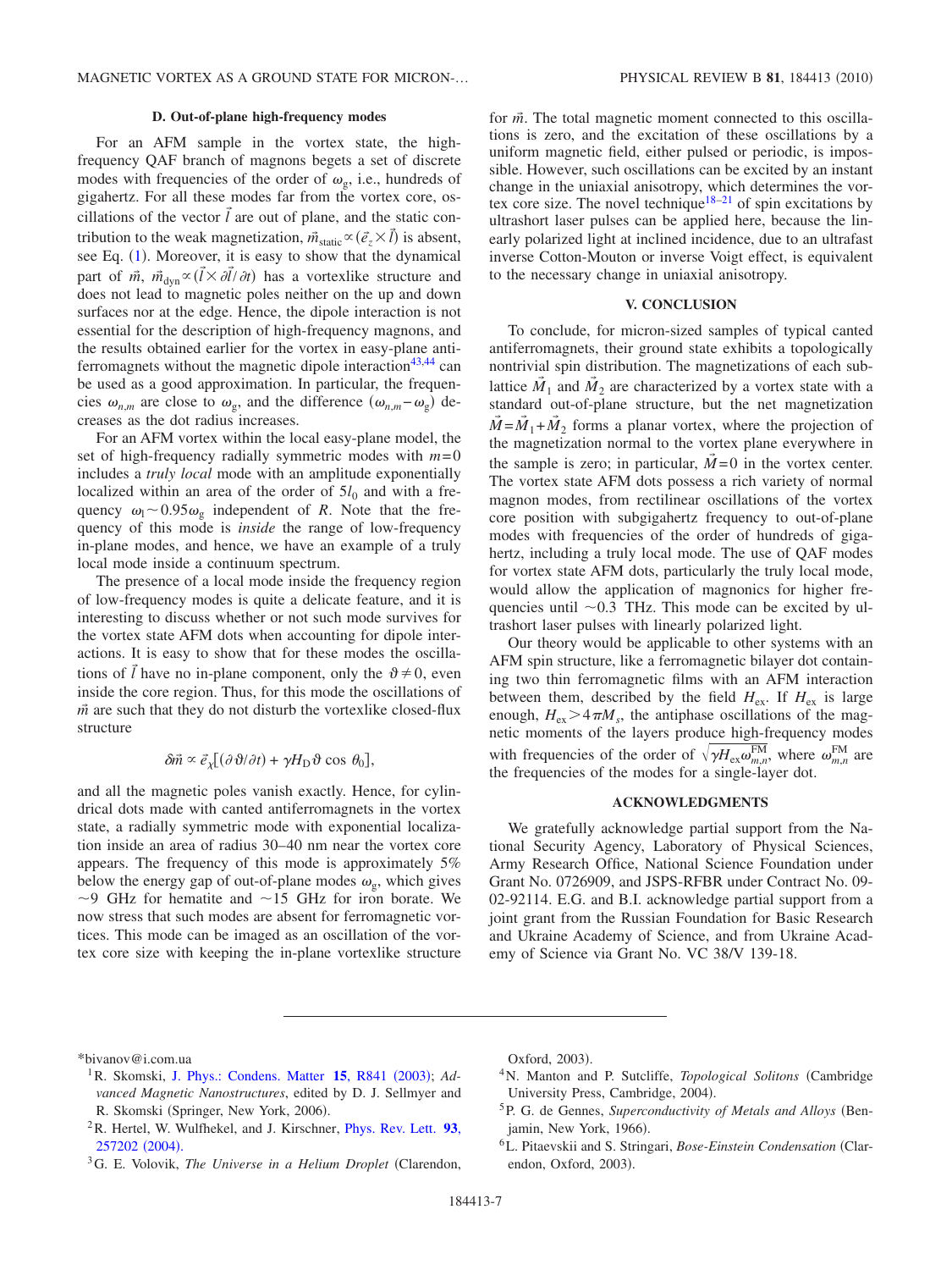### D. Out-of-plane high-frequency modes

For an AFM sample in the vortex state, the high-frequency QAF branch of magnons begets a set of discrete modes with frequencies of the order of $\omega_g$, i.e., hundreds of gigahertz. For all these modes far from the vortex core, oscillations of the vector $\vec{l}$ are out of plane, and the static contribution to the weak magnetization, $\vec{m}_{\text{static}} \propto (\vec{e}_z \times \vec{l})$ is absent, see Eq. (1). Moreover, it is easy to show that the dynamical part of $\vec{m}$, $\vec{m}_{\text{dyn}} \propto (\vec{l} \times \partial\vec{l}/\partial t)$ has a vortexlike structure and does not lead to magnetic poles neither on the up and down surfaces nor at the edge. Hence, the dipole interaction is not essential for the description of high-frequency magnons, and the results obtained earlier for the vortex in easy-plane antiferromagnets without the magnetic dipole interaction[43,44] can be used as a good approximation. In particular, the frequencies $\omega_{n,m}$ are close to $\omega_g$, and the difference $(\omega_{n,m}-\omega_g)$ decreases as the dot radius increases.

For an AFM vortex within the local easy-plane model, the set of high-frequency radially symmetric modes with $m=0$ includes a *truly local* mode with an amplitude exponentially localized within an area of the order of $5l_0$ and with a frequency $\omega_l \sim 0.95\omega_g$ independent of $R$. Note that the frequency of this mode is *inside* the range of low-frequency in-plane modes, and hence, we have an example of a truly local mode inside a continuum spectrum.

The presence of a local mode inside the frequency region of low-frequency modes is quite a delicate feature, and it is interesting to discuss whether or not such mode survives for the vortex state AFM dots when accounting for dipole interactions. It is easy to show that for these modes the oscillations of $\vec{l}$ have no in-plane component, only the $\vartheta \neq 0$, even inside the core region. Thus, for this mode the oscillations of $\vec{m}$ are such that they do not disturb the vortexlike closed-flux structure

$$\delta\vec{m} \propto \vec{e}_\chi[(\partial\vartheta/\partial t) + \gamma H_D \vartheta \cos\theta_0],$$

and all the magnetic poles vanish exactly. Hence, for cylindrical dots made with canted antiferromagnets in the vortex state, a radially symmetric mode with exponential localization inside an area of radius 30–40 nm near the vortex core appears. The frequency of this mode is approximately 5% below the energy gap of out-of-plane modes $\omega_g$, which gives $\sim$9 GHz for hematite and $\sim$15 GHz for iron borate. We now stress that such modes are absent for ferromagnetic vortices. This mode can be imaged as an oscillation of the vortex core size with keeping the in-plane vortexlike structure for $\vec{m}$. The total magnetic moment connected to this oscillations is zero, and the excitation of these oscillations by a uniform magnetic field, either pulsed or periodic, is impossible. However, such oscillations can be excited by an instant change in the uniaxial anisotropy, which determines the vortex core size. The novel technique[18–21] of spin excitations by ultrashort laser pulses can be applied here, because the linearly polarized light at inclined incidence, due to an ultrafast inverse Cotton-Mouton or inverse Voigt effect, is equivalent to the necessary change in uniaxial anisotropy.

## V. CONCLUSION

To conclude, for micron-sized samples of typical canted antiferromagnets, their ground state exhibits a topologically nontrivial spin distribution. The magnetizations of each sublattice $\vec{M}_1$ and $\vec{M}_2$ are characterized by a vortex state with a standard out-of-plane structure, but the net magnetization $\vec{M}=\vec{M}_1+\vec{M}_2$ forms a planar vortex, where the projection of the magnetization normal to the vortex plane everywhere in the sample is zero; in particular, $\vec{M}=0$ in the vortex center. The vortex state AFM dots possess a rich variety of normal magnon modes, from rectilinear oscillations of the vortex core position with subgigahertz frequency to out-of-plane modes with frequencies of the order of hundreds of gigahertz, including a truly local mode. The use of QAF modes for vortex state AFM dots, particularly the truly local mode, would allow the application of magnonics for higher frequencies until $\sim$0.3 THz. This mode can be excited by ultrashort laser pulses with linearly polarized light.

Our theory would be applicable to other systems with an AFM spin structure, like a ferromagnetic bilayer dot containing two thin ferromagnetic films with an AFM interaction between them, described by the field $H_{\text{ex}}$. If $H_{\text{ex}}$ is large enough, $H_{\text{ex}} > 4\pi M_s$, the antiphase oscillations of the magnetic moments of the layers produce high-frequency modes with frequencies of the order of $\sqrt{\gamma H_{\text{ex}} \omega_{m,n}^{\text{FM}}}$, where $\omega_{m,n}^{\text{FM}}$ are the frequencies of the modes for a single-layer dot.

## ACKNOWLEDGMENTS

We gratefully acknowledge partial support from the National Security Agency, Laboratory of Physical Sciences, Army Research Office, National Science Foundation under Grant No. 0726909, and JSPS-RFBR under Contract No. 09-02-92114. E.G. and B.I. acknowledge partial support from a joint grant from the Russian Foundation for Basic Research and Ukraine Academy of Science, and from Ukraine Academy of Science via Grant No. VC 38/V 139-18.

---

*bivanov@i.com.ua

[1] R. Skomski, J. Phys.: Condens. Matter **15**, R841 (2003); *Advanced Magnetic Nanostructures*, edited by D. J. Sellmyer and R. Skomski (Springer, New York, 2006).

[2] R. Hertel, W. Wulfhekel, and J. Kirschner, Phys. Rev. Lett. **93**, 257202 (2004).

[3] G. E. Volovik, *The Universe in a Helium Droplet* (Clarendon, Oxford, 2003).

[4] N. Manton and P. Sutcliffe, *Topological Solitons* (Cambridge University Press, Cambridge, 2004).

[5] P. G. de Gennes, *Superconductivity of Metals and Alloys* (Benjamin, New York, 1966).

[6] L. Pitaevskii and S. Stringari, *Bose-Einstein Condensation* (Clarendon, Oxford, 2003).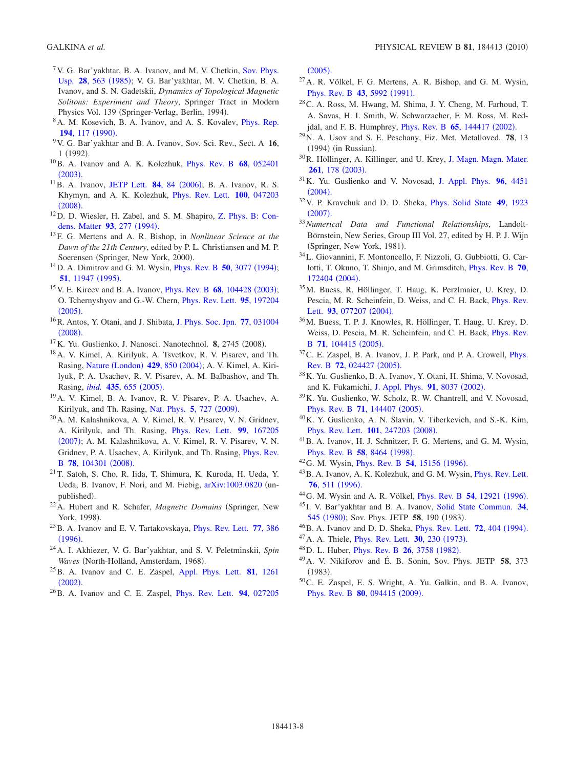[7] V. G. Bar'yakhtar, B. A. Ivanov, and M. V. Chetkin, Sov. Phys. Usp. **28**, 563 (1985); V. G. Bar'yakhtar, M. V. Chetkin, B. A. Ivanov, and S. N. Gadetskii, *Dynamics of Topological Magnetic Solitons: Experiment and Theory*, Springer Tract in Modern Physics Vol. 139 (Springer-Verlag, Berlin, 1994).

[8] A. M. Kosevich, B. A. Ivanov, and A. S. Kovalev, Phys. Rep. **194**, 117 (1990).

[9] V. G. Bar'yakhtar and B. A. Ivanov, Sov. Sci. Rev., Sect. A **16**, 1 (1992).

[10] B. A. Ivanov and A. K. Kolezhuk, Phys. Rev. B **68**, 052401 (2003).

[11] B. A. Ivanov, JETP Lett. **84**, 84 (2006); B. A. Ivanov, R. S. Khymyn, and A. K. Kolezhuk, Phys. Rev. Lett. **100**, 047203 (2008).

[12] D. D. Wiesler, H. Zabel, and S. M. Shapiro, Z. Phys. B: Condens. Matter **93**, 277 (1994).

[13] F. G. Mertens and A. R. Bishop, in *Nonlinear Science at the Dawn of the 21th Century*, edited by P. L. Christiansen and M. P. Soerensen (Springer, New York, 2000).

[14] D. A. Dimitrov and G. M. Wysin, Phys. Rev. B **50**, 3077 (1994); **51**, 11947 (1995).

[15] V. E. Kireev and B. A. Ivanov, Phys. Rev. B **68**, 104428 (2003); O. Tchernyshyov and G.-W. Chern, Phys. Rev. Lett. **95**, 197204 (2005).

[16] R. Antos, Y. Otani, and J. Shibata, J. Phys. Soc. Jpn. **77**, 031004 (2008).

[17] K. Yu. Guslienko, J. Nanosci. Nanotechnol. **8**, 2745 (2008).

[18] A. V. Kimel, A. Kirilyuk, A. Tsvetkov, R. V. Pisarev, and Th. Rasing, Nature (London) **429**, 850 (2004); A. V. Kimel, A. Kirilyuk, P. A. Usachev, R. V. Pisarev, A. M. Balbashov, and Th. Rasing, *ibid.* **435**, 655 (2005).

[19] A. V. Kimel, B. A. Ivanov, R. V. Pisarev, P. A. Usachev, A. Kirilyuk, and Th. Rasing, Nat. Phys. **5**, 727 (2009).

[20] A. M. Kalashnikova, A. V. Kimel, R. V. Pisarev, V. N. Gridnev, A. Kirilyuk, and Th. Rasing, Phys. Rev. Lett. **99**, 167205 (2007); A. M. Kalashnikova, A. V. Kimel, R. V. Pisarev, V. N. Gridnev, P. A. Usachev, A. Kirilyuk, and Th. Rasing, Phys. Rev. B **78**, 104301 (2008).

[21] T. Satoh, S. Cho, R. Iida, T. Shimura, K. Kuroda, H. Ueda, Y. Ueda, B. Ivanov, F. Nori, and M. Fiebig, arXiv:1003.0820 (unpublished).

[22] A. Hubert and R. Schafer, *Magnetic Domains* (Springer, New York, 1998).

[23] B. A. Ivanov and E. V. Tartakovskaya, Phys. Rev. Lett. **77**, 386 (1996).

[24] A. I. Akhiezer, V. G. Bar'yakhtar, and S. V. Peletminskii, *Spin Waves* (North-Holland, Amsterdam, 1968).

[25] B. A. Ivanov and C. E. Zaspel, Appl. Phys. Lett. **81**, 1261 (2002).

[26] B. A. Ivanov and C. E. Zaspel, Phys. Rev. Lett. **94**, 027205 (2005).

[27] A. R. Völkel, F. G. Mertens, A. R. Bishop, and G. M. Wysin, Phys. Rev. B **43**, 5992 (1991).

[28] C. A. Ross, M. Hwang, M. Shima, J. Y. Cheng, M. Farhoud, T. A. Savas, H. I. Smith, W. Schwarzacher, F. M. Ross, M. Redjdal, and F. B. Humphrey, Phys. Rev. B **65**, 144417 (2002).

[29] N. A. Usov and S. E. Peschany, Fiz. Met. Metalloved. **78**, 13 (1994) (in Russian).

[30] R. Höllinger, A. Killinger, and U. Krey, J. Magn. Magn. Mater. **261**, 178 (2003).

[31] K. Yu. Guslienko and V. Novosad, J. Appl. Phys. **96**, 4451 (2004).

[32] V. P. Kravchuk and D. D. Sheka, Phys. Solid State **49**, 1923 (2007).

[33] *Numerical Data and Functional Relationships*, Landolt-Börnstein, New Series, Group III Vol. 27, edited by H. P. J. Wijn (Springer, New York, 1981).

[34] L. Giovannini, F. Montoncello, F. Nizzoli, G. Gubbiotti, G. Carlotti, T. Okuno, T. Shinjo, and M. Grimsditch, Phys. Rev. B **70**, 172404 (2004).

[35] M. Buess, R. Höllinger, T. Haug, K. Perzlmaier, U. Krey, D. Pescia, M. R. Scheinfein, D. Weiss, and C. H. Back, Phys. Rev. Lett. **93**, 077207 (2004).

[36] M. Buess, T. P. J. Knowles, R. Höllinger, T. Haug, U. Krey, D. Weiss, D. Pescia, M. R. Scheinfein, and C. H. Back, Phys. Rev. B **71**, 104415 (2005).

[37] C. E. Zaspel, B. A. Ivanov, J. P. Park, and P. A. Crowell, Phys. Rev. B **72**, 024427 (2005).

[38] K. Yu. Guslienko, B. A. Ivanov, Y. Otani, H. Shima, V. Novosad, and K. Fukamichi, J. Appl. Phys. **91**, 8037 (2002).

[39] K. Yu. Guslienko, W. Scholz, R. W. Chantrell, and V. Novosad, Phys. Rev. B **71**, 144407 (2005).

[40] K. Y. Guslienko, A. N. Slavin, V. Tiberkevich, and S.-K. Kim, Phys. Rev. Lett. **101**, 247203 (2008).

[41] B. A. Ivanov, H. J. Schnitzer, F. G. Mertens, and G. M. Wysin, Phys. Rev. B **58**, 8464 (1998).

[42] G. M. Wysin, Phys. Rev. B **54**, 15156 (1996).

[43] B. A. Ivanov, A. K. Kolezhuk, and G. M. Wysin, Phys. Rev. Lett. **76**, 511 (1996).

[44] G. M. Wysin and A. R. Völkel, Phys. Rev. B **54**, 12921 (1996).

[45] I. V. Bar'yakhtar and B. A. Ivanov, Solid State Commun. **34**, 545 (1980); Sov. Phys. JETP **58**, 190 (1983).

[46] B. A. Ivanov and D. D. Sheka, Phys. Rev. Lett. **72**, 404 (1994).

[47] A. A. Thiele, Phys. Rev. Lett. **30**, 230 (1973).

[48] D. L. Huber, Phys. Rev. B **26**, 3758 (1982).

[49] A. V. Nikiforov and É. B. Sonin, Sov. Phys. JETP **58**, 373 (1983).

[50] C. E. Zaspel, E. S. Wright, A. Yu. Galkin, and B. A. Ivanov, Phys. Rev. B **80**, 094415 (2009).